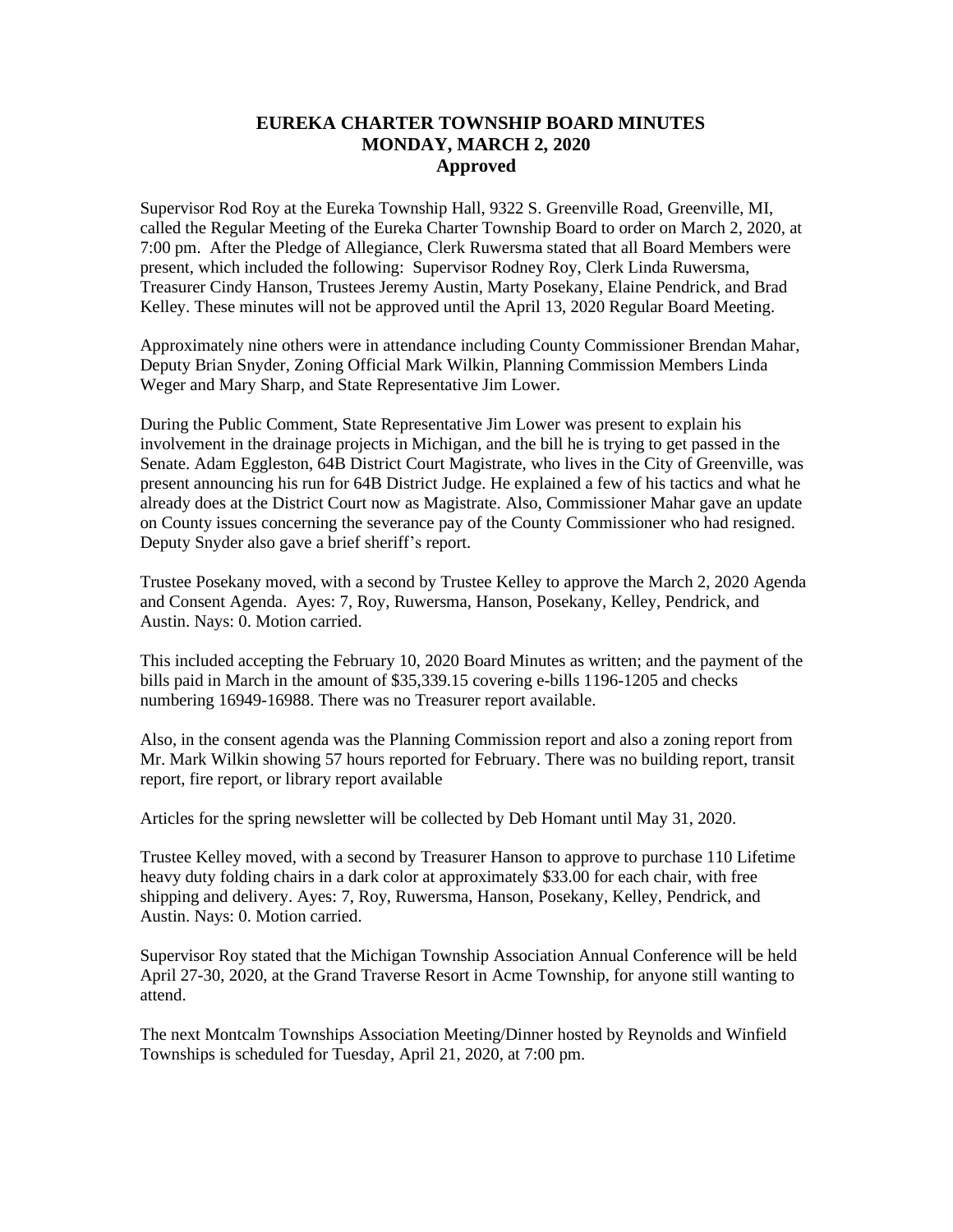# EUREKA CHARTER TOWNSHIP BOARD MINUTES
# MONDAY, MARCH 2, 2020
# Approved

Supervisor Rod Roy at the Eureka Township Hall, 9322 S. Greenville Road, Greenville, MI, called the Regular Meeting of the Eureka Charter Township Board to order on March 2, 2020, at 7:00 pm. After the Pledge of Allegiance, Clerk Ruwersma stated that all Board Members were present, which included the following: Supervisor Rodney Roy, Clerk Linda Ruwersma, Treasurer Cindy Hanson, Trustees Jeremy Austin, Marty Posekany, Elaine Pendrick, and Brad Kelley. These minutes will not be approved until the April 13, 2020 Regular Board Meeting.

Approximately nine others were in attendance including County Commissioner Brendan Mahar, Deputy Brian Snyder, Zoning Official Mark Wilkin, Planning Commission Members Linda Weger and Mary Sharp, and State Representative Jim Lower.

During the Public Comment, State Representative Jim Lower was present to explain his involvement in the drainage projects in Michigan, and the bill he is trying to get passed in the Senate. Adam Eggleston, 64B District Court Magistrate, who lives in the City of Greenville, was present announcing his run for 64B District Judge. He explained a few of his tactics and what he already does at the District Court now as Magistrate. Also, Commissioner Mahar gave an update on County issues concerning the severance pay of the County Commissioner who had resigned. Deputy Snyder also gave a brief sheriff's report.

Trustee Posekany moved, with a second by Trustee Kelley to approve the March 2, 2020 Agenda and Consent Agenda. Ayes: 7, Roy, Ruwersma, Hanson, Posekany, Kelley, Pendrick, and Austin. Nays: 0. Motion carried.

This included accepting the February 10, 2020 Board Minutes as written; and the payment of the bills paid in March in the amount of $35,339.15 covering e-bills 1196-1205 and checks numbering 16949-16988. There was no Treasurer report available.

Also, in the consent agenda was the Planning Commission report and also a zoning report from Mr. Mark Wilkin showing 57 hours reported for February. There was no building report, transit report, fire report, or library report available

Articles for the spring newsletter will be collected by Deb Homant until May 31, 2020.

Trustee Kelley moved, with a second by Treasurer Hanson to approve to purchase 110 Lifetime heavy duty folding chairs in a dark color at approximately $33.00 for each chair, with free shipping and delivery. Ayes: 7, Roy, Ruwersma, Hanson, Posekany, Kelley, Pendrick, and Austin. Nays: 0. Motion carried.

Supervisor Roy stated that the Michigan Township Association Annual Conference will be held April 27-30, 2020, at the Grand Traverse Resort in Acme Township, for anyone still wanting to attend.

The next Montcalm Townships Association Meeting/Dinner hosted by Reynolds and Winfield Townships is scheduled for Tuesday, April 21, 2020, at 7:00 pm.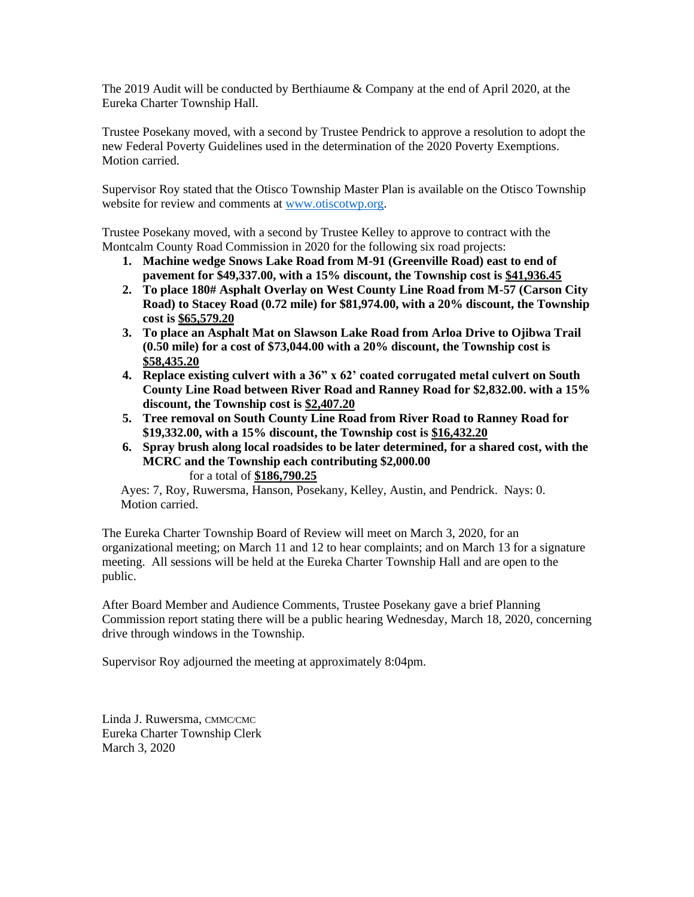The 2019 Audit will be conducted by Berthiaume & Company at the end of April 2020, at the Eureka Charter Township Hall.

Trustee Posekany moved, with a second by Trustee Pendrick to approve a resolution to adopt the new Federal Poverty Guidelines used in the determination of the 2020 Poverty Exemptions. Motion carried.

Supervisor Roy stated that the Otisco Township Master Plan is available on the Otisco Township website for review and comments at [www.otiscotwp.org](http://www.otiscotwp.org).

Trustee Posekany moved, with a second by Trustee Kelley to approve to contract with the Montcalm County Road Commission in 2020 for the following six road projects:

1. **Machine wedge Snows Lake Road from M-91 (Greenville Road) east to end of pavement for $49,337.00, with a 15% discount, the Township cost is <u>$41,936.45</u>**
2. **To place 180# Asphalt Overlay on West County Line Road from M-57 (Carson City Road) to Stacey Road (0.72 mile) for $81,974.00, with a 20% discount, the Township cost is <u>$65,579.20</u>**
3. **To place an Asphalt Mat on Slawson Lake Road from Arloa Drive to Ojibwa Trail (0.50 mile) for a cost of $73,044.00 with a 20% discount, the Township cost is <u>$58,435.20</u>**
4. **Replace existing culvert with a 36" x 62' coated corrugated metal culvert on South County Line Road between River Road and Ranney Road for $2,832.00. with a 15% discount, the Township cost is <u>$2,407.20</u>**
5. **Tree removal on South County Line Road from River Road to Ranney Road for $19,332.00, with a 15% discount, the Township cost is <u>$16,432.20</u>**
6. **Spray brush along local roadsides to be later determined, for a shared cost, with the MCRC and the Township each contributing $2,000.00**

   for a total of **<u>$186,790.25</u>**

Ayes: 7, Roy, Ruwersma, Hanson, Posekany, Kelley, Austin, and Pendrick. Nays: 0. Motion carried.

The Eureka Charter Township Board of Review will meet on March 3, 2020, for an organizational meeting; on March 11 and 12 to hear complaints; and on March 13 for a signature meeting. All sessions will be held at the Eureka Charter Township Hall and are open to the public.

After Board Member and Audience Comments, Trustee Posekany gave a brief Planning Commission report stating there will be a public hearing Wednesday, March 18, 2020, concerning drive through windows in the Township.

Supervisor Roy adjourned the meeting at approximately 8:04pm.

Linda J. Ruwersma, CMMC/CMC
Eureka Charter Township Clerk
March 3, 2020